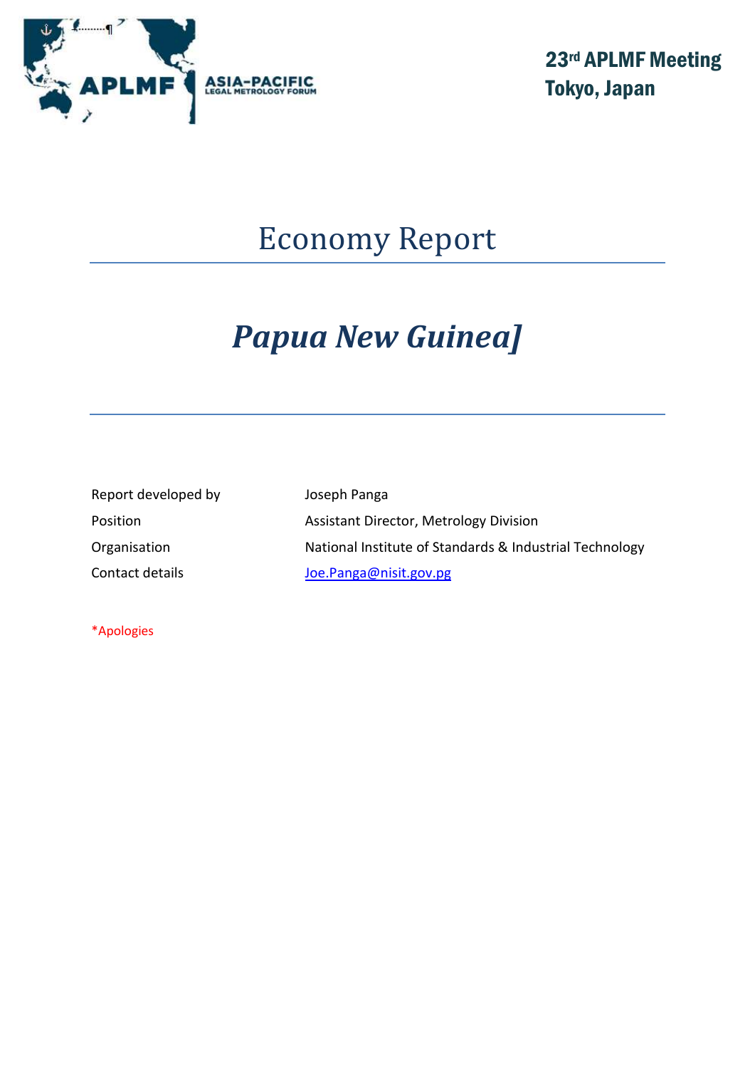23rd APLMF Meeting
Tokyo, Japan

# Economy Report

## *Papua New Guinea]*

| | |
|---|---|
| Report developed by | Joseph Panga |
| Position | Assistant Director, Metrology Division |
| Organisation | National Institute of Standards & Industrial Technology |
| Contact details | Joe.Panga@nisit.gov.pg |

*Apologies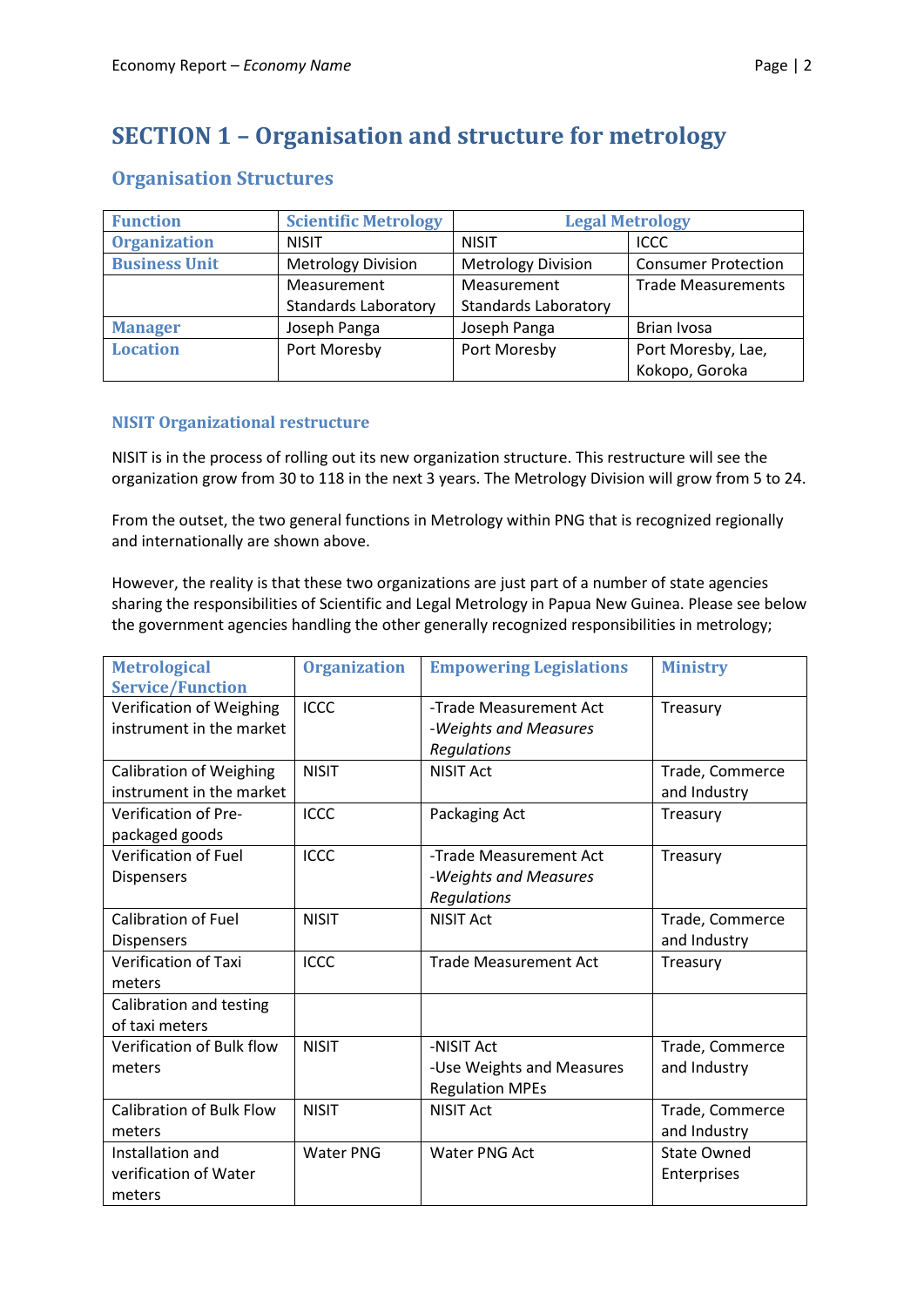# SECTION 1 – Organisation and structure for metrology

## Organisation Structures

| Function | Scientific Metrology | Legal Metrology | |
|---|---|---|---|
| Organization | NISIT | NISIT | ICCC |
| Business Unit | Metrology Division | Metrology Division | Consumer Protection |
| | Measurement Standards Laboratory | Measurement Standards Laboratory | Trade Measurements |
| Manager | Joseph Panga | Joseph Panga | Brian Ivosa |
| Location | Port Moresby | Port Moresby | Port Moresby, Lae, Kokopo, Goroka |

### NISIT Organizational restructure

NISIT is in the process of rolling out its new organization structure. This restructure will see the organization grow from 30 to 118 in the next 3 years. The Metrology Division will grow from 5 to 24.

From the outset, the two general functions in Metrology within PNG that is recognized regionally and internationally are shown above.

However, the reality is that these two organizations are just part of a number of state agencies sharing the responsibilities of Scientific and Legal Metrology in Papua New Guinea. Please see below the government agencies handling the other generally recognized responsibilities in metrology;

| Metrological Service/Function | Organization | Empowering Legislations | Ministry |
|---|---|---|---|
| Verification of Weighing instrument in the market | ICCC | -Trade Measurement Act<br>-*Weights and Measures Regulations* | Treasury |
| Calibration of Weighing instrument in the market | NISIT | NISIT Act | Trade, Commerce and Industry |
| Verification of Pre-packaged goods | ICCC | Packaging Act | Treasury |
| Verification of Fuel Dispensers | ICCC | -Trade Measurement Act<br>-*Weights and Measures Regulations* | Treasury |
| Calibration of Fuel Dispensers | NISIT | NISIT Act | Trade, Commerce and Industry |
| Verification of Taxi meters | ICCC | Trade Measurement Act | Treasury |
| Calibration and testing of taxi meters | | | |
| Verification of Bulk flow meters | NISIT | -NISIT Act<br>-Use Weights and Measures Regulation MPEs | Trade, Commerce and Industry |
| Calibration of Bulk Flow meters | NISIT | NISIT Act | Trade, Commerce and Industry |
| Installation and verification of Water meters | Water PNG | Water PNG Act | State Owned Enterprises |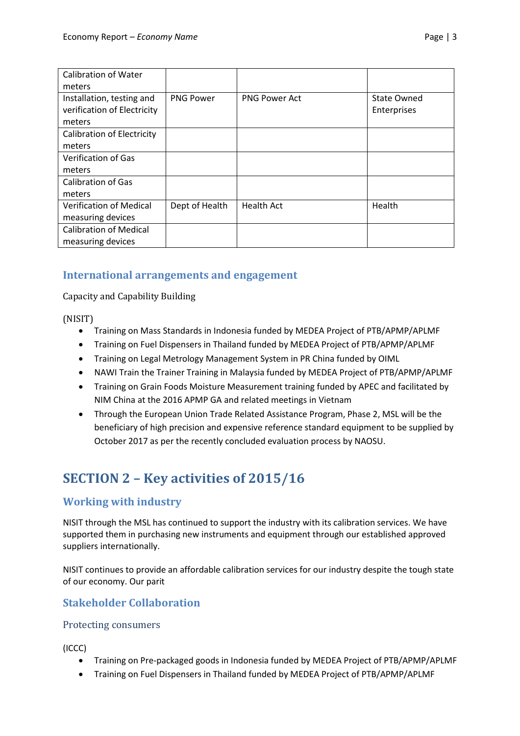| Calibration of Water meters | | | |
|---|---|---|---|
| Installation, testing and verification of Electricity meters | PNG Power | PNG Power Act | State Owned Enterprises |
| Calibration of Electricity meters | | | |
| Verification of Gas meters | | | |
| Calibration of Gas meters | | | |
| Verification of Medical measuring devices | Dept of Health | Health Act | Health |
| Calibration of Medical measuring devices | | | |

### International arrangements and engagement

Capacity and Capability Building

(NISIT)

- Training on Mass Standards in Indonesia funded by MEDEA Project of PTB/APMP/APLMF
- Training on Fuel Dispensers in Thailand funded by MEDEA Project of PTB/APMP/APLMF
- Training on Legal Metrology Management System in PR China funded by OIML
- NAWI Train the Trainer Training in Malaysia funded by MEDEA Project of PTB/APMP/APLMF
- Training on Grain Foods Moisture Measurement training funded by APEC and facilitated by NIM China at the 2016 APMP GA and related meetings in Vietnam
- Through the European Union Trade Related Assistance Program, Phase 2, MSL will be the beneficiary of high precision and expensive reference standard equipment to be supplied by October 2017 as per the recently concluded evaluation process by NAOSU.

## SECTION 2 – Key activities of 2015/16

### Working with industry

NISIT through the MSL has continued to support the industry with its calibration services. We have supported them in purchasing new instruments and equipment through our established approved suppliers internationally.

NISIT continues to provide an affordable calibration services for our industry despite the tough state of our economy. Our parit

### Stakeholder Collaboration

#### Protecting consumers

(ICCC)

- Training on Pre-packaged goods in Indonesia funded by MEDEA Project of PTB/APMP/APLMF
- Training on Fuel Dispensers in Thailand funded by MEDEA Project of PTB/APMP/APLMF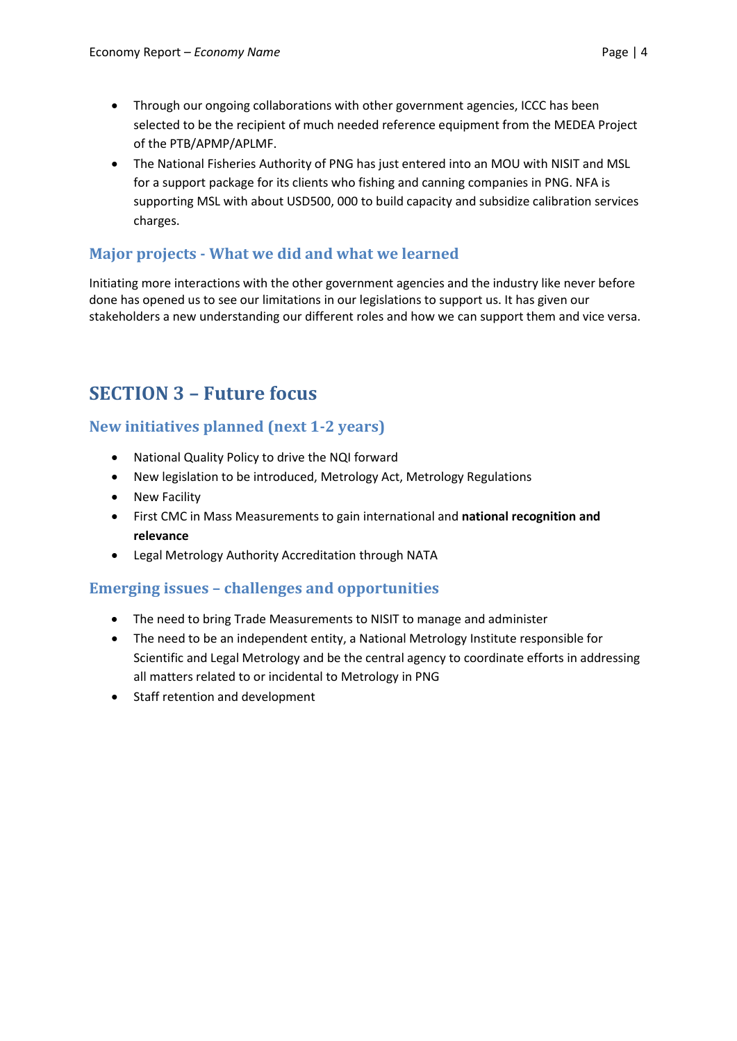- Through our ongoing collaborations with other government agencies, ICCC has been selected to be the recipient of much needed reference equipment from the MEDEA Project of the PTB/APMP/APLMF.
- The National Fisheries Authority of PNG has just entered into an MOU with NISIT and MSL for a support package for its clients who fishing and canning companies in PNG. NFA is supporting MSL with about USD500, 000 to build capacity and subsidize calibration services charges.

### Major projects - What we did and what we learned

Initiating more interactions with the other government agencies and the industry like never before done has opened us to see our limitations in our legislations to support us. It has given our stakeholders a new understanding our different roles and how we can support them and vice versa.

## SECTION 3 – Future focus

### New initiatives planned (next 1-2 years)

- National Quality Policy to drive the NQI forward
- New legislation to be introduced, Metrology Act, Metrology Regulations
- New Facility
- First CMC in Mass Measurements to gain international and **national recognition and relevance**
- Legal Metrology Authority Accreditation through NATA

### Emerging issues – challenges and opportunities

- The need to bring Trade Measurements to NISIT to manage and administer
- The need to be an independent entity, a National Metrology Institute responsible for Scientific and Legal Metrology and be the central agency to coordinate efforts in addressing all matters related to or incidental to Metrology in PNG
- Staff retention and development